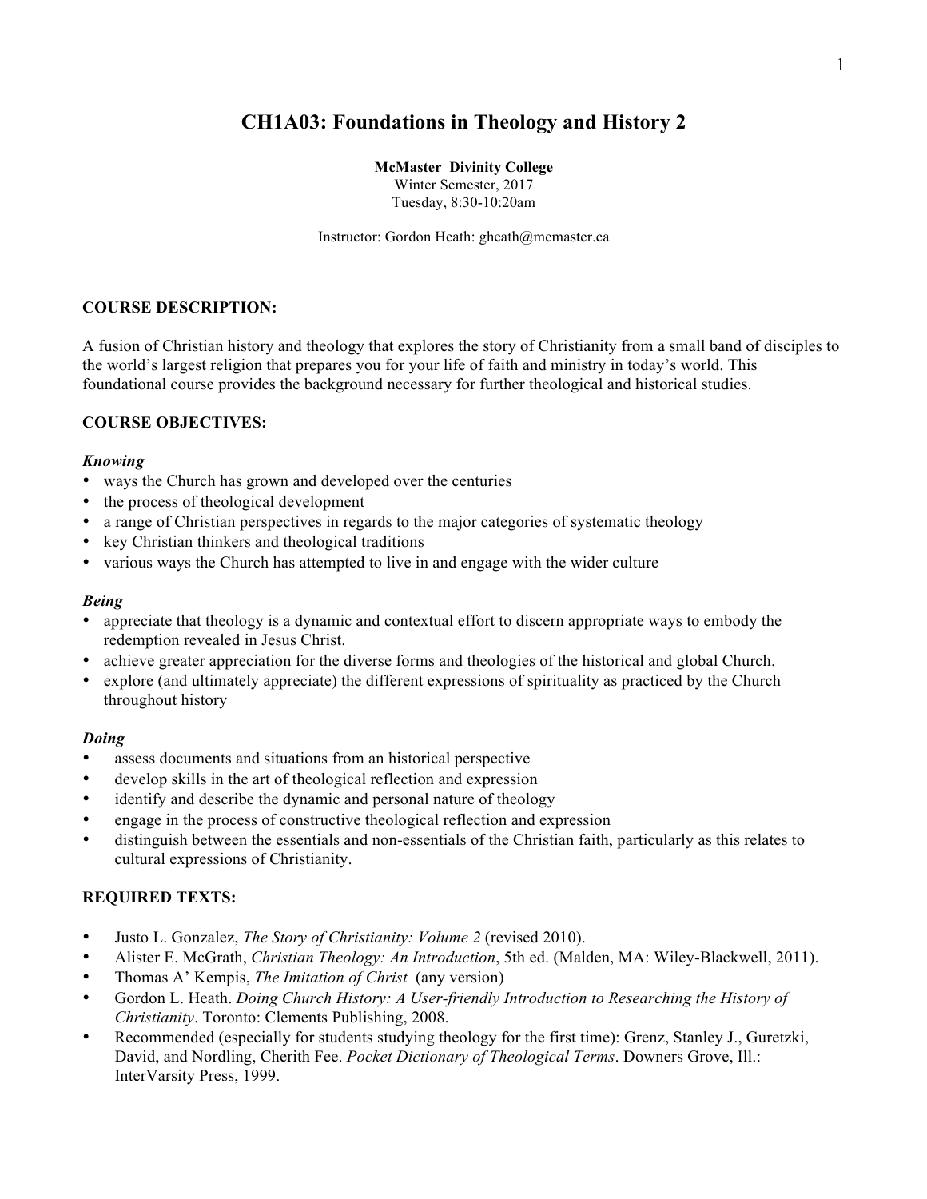# CH1A03: Foundations in Theology and History 2

**McMaster Divinity College**
Winter Semester, 2017
Tuesday, 8:30-10:20am

Instructor: Gordon Heath: gheath@mcmaster.ca

## COURSE DESCRIPTION:

A fusion of Christian history and theology that explores the story of Christianity from a small band of disciples to the world's largest religion that prepares you for your life of faith and ministry in today's world. This foundational course provides the background necessary for further theological and historical studies.

## COURSE OBJECTIVES:

### *Knowing*

- ways the Church has grown and developed over the centuries
- the process of theological development
- a range of Christian perspectives in regards to the major categories of systematic theology
- key Christian thinkers and theological traditions
- various ways the Church has attempted to live in and engage with the wider culture

### *Being*

- appreciate that theology is a dynamic and contextual effort to discern appropriate ways to embody the redemption revealed in Jesus Christ.
- achieve greater appreciation for the diverse forms and theologies of the historical and global Church.
- explore (and ultimately appreciate) the different expressions of spirituality as practiced by the Church throughout history

### *Doing*

- assess documents and situations from an historical perspective
- develop skills in the art of theological reflection and expression
- identify and describe the dynamic and personal nature of theology
- engage in the process of constructive theological reflection and expression
- distinguish between the essentials and non-essentials of the Christian faith, particularly as this relates to cultural expressions of Christianity.

## REQUIRED TEXTS:

- Justo L. Gonzalez, *The Story of Christianity: Volume 2* (revised 2010).
- Alister E. McGrath, *Christian Theology: An Introduction*, 5th ed. (Malden, MA: Wiley-Blackwell, 2011).
- Thomas A' Kempis, *The Imitation of Christ* (any version)
- Gordon L. Heath. *Doing Church History: A User-friendly Introduction to Researching the History of Christianity*. Toronto: Clements Publishing, 2008.
- Recommended (especially for students studying theology for the first time): Grenz, Stanley J., Guretzki, David, and Nordling, Cherith Fee. *Pocket Dictionary of Theological Terms*. Downers Grove, Ill.: InterVarsity Press, 1999.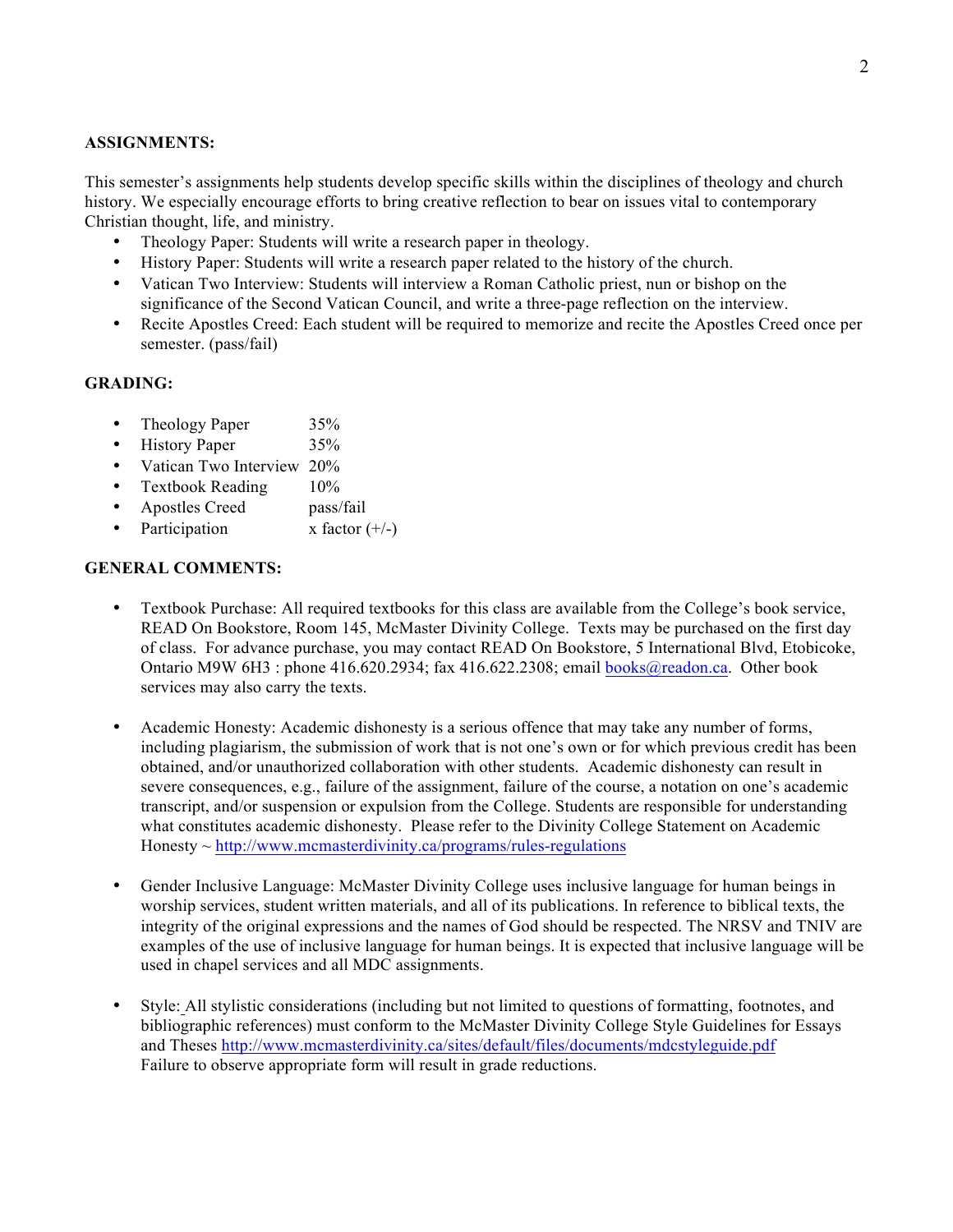**ASSIGNMENTS:**

This semester's assignments help students develop specific skills within the disciplines of theology and church history. We especially encourage efforts to bring creative reflection to bear on issues vital to contemporary Christian thought, life, and ministry.

- Theology Paper: Students will write a research paper in theology.
- History Paper: Students will write a research paper related to the history of the church.
- Vatican Two Interview: Students will interview a Roman Catholic priest, nun or bishop on the significance of the Second Vatican Council, and write a three-page reflection on the interview.
- Recite Apostles Creed: Each student will be required to memorize and recite the Apostles Creed once per semester. (pass/fail)

**GRADING:**

- Theology Paper 35%
- History Paper 35%
- Vatican Two Interview 20%
- Textbook Reading 10%
- Apostles Creed pass/fail
- Participation x factor (+/-)

**GENERAL COMMENTS:**

- Textbook Purchase: All required textbooks for this class are available from the College's book service, READ On Bookstore, Room 145, McMaster Divinity College. Texts may be purchased on the first day of class. For advance purchase, you may contact READ On Bookstore, 5 International Blvd, Etobicoke, Ontario M9W 6H3 : phone 416.620.2934; fax 416.622.2308; email books@readon.ca. Other book services may also carry the texts.

- Academic Honesty: Academic dishonesty is a serious offence that may take any number of forms, including plagiarism, the submission of work that is not one's own or for which previous credit has been obtained, and/or unauthorized collaboration with other students. Academic dishonesty can result in severe consequences, e.g., failure of the assignment, failure of the course, a notation on one's academic transcript, and/or suspension or expulsion from the College. Students are responsible for understanding what constitutes academic dishonesty. Please refer to the Divinity College Statement on Academic Honesty ~ http://www.mcmasterdivinity.ca/programs/rules-regulations

- Gender Inclusive Language: McMaster Divinity College uses inclusive language for human beings in worship services, student written materials, and all of its publications. In reference to biblical texts, the integrity of the original expressions and the names of God should be respected. The NRSV and TNIV are examples of the use of inclusive language for human beings. It is expected that inclusive language will be used in chapel services and all MDC assignments.

- Style: All stylistic considerations (including but not limited to questions of formatting, footnotes, and bibliographic references) must conform to the McMaster Divinity College Style Guidelines for Essays and Theses http://www.mcmasterdivinity.ca/sites/default/files/documents/mdcstyleguide.pdf Failure to observe appropriate form will result in grade reductions.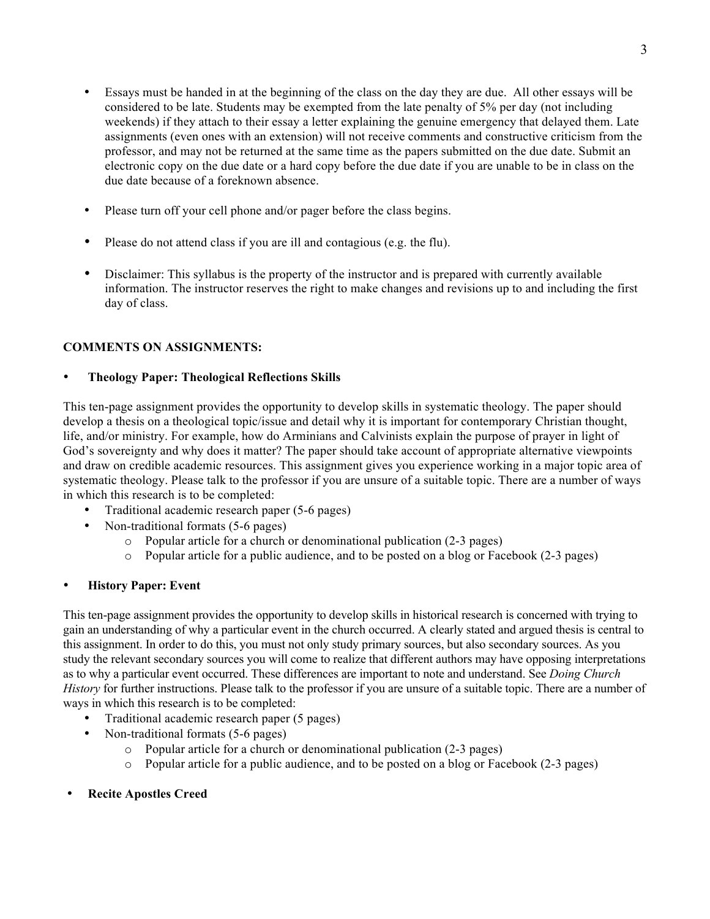- Essays must be handed in at the beginning of the class on the day they are due. All other essays will be considered to be late. Students may be exempted from the late penalty of 5% per day (not including weekends) if they attach to their essay a letter explaining the genuine emergency that delayed them. Late assignments (even ones with an extension) will not receive comments and constructive criticism from the professor, and may not be returned at the same time as the papers submitted on the due date. Submit an electronic copy on the due date or a hard copy before the due date if you are unable to be in class on the due date because of a foreknown absence.

- Please turn off your cell phone and/or pager before the class begins.

- Please do not attend class if you are ill and contagious (e.g. the flu).

- Disclaimer: This syllabus is the property of the instructor and is prepared with currently available information. The instructor reserves the right to make changes and revisions up to and including the first day of class.

**COMMENTS ON ASSIGNMENTS:**

- **Theology Paper: Theological Reflections Skills**

This ten-page assignment provides the opportunity to develop skills in systematic theology. The paper should develop a thesis on a theological topic/issue and detail why it is important for contemporary Christian thought, life, and/or ministry. For example, how do Arminians and Calvinists explain the purpose of prayer in light of God's sovereignty and why does it matter? The paper should take account of appropriate alternative viewpoints and draw on credible academic resources. This assignment gives you experience working in a major topic area of systematic theology. Please talk to the professor if you are unsure of a suitable topic. There are a number of ways in which this research is to be completed:

- Traditional academic research paper (5-6 pages)
- Non-traditional formats (5-6 pages)
  - Popular article for a church or denominational publication (2-3 pages)
  - Popular article for a public audience, and to be posted on a blog or Facebook (2-3 pages)

- **History Paper: Event**

This ten-page assignment provides the opportunity to develop skills in historical research is concerned with trying to gain an understanding of why a particular event in the church occurred. A clearly stated and argued thesis is central to this assignment. In order to do this, you must not only study primary sources, but also secondary sources. As you study the relevant secondary sources you will come to realize that different authors may have opposing interpretations as to why a particular event occurred. These differences are important to note and understand. See *Doing Church History* for further instructions. Please talk to the professor if you are unsure of a suitable topic. There are a number of ways in which this research is to be completed:

- Traditional academic research paper (5 pages)
- Non-traditional formats (5-6 pages)
  - Popular article for a church or denominational publication (2-3 pages)
  - Popular article for a public audience, and to be posted on a blog or Facebook (2-3 pages)

- **Recite Apostles Creed**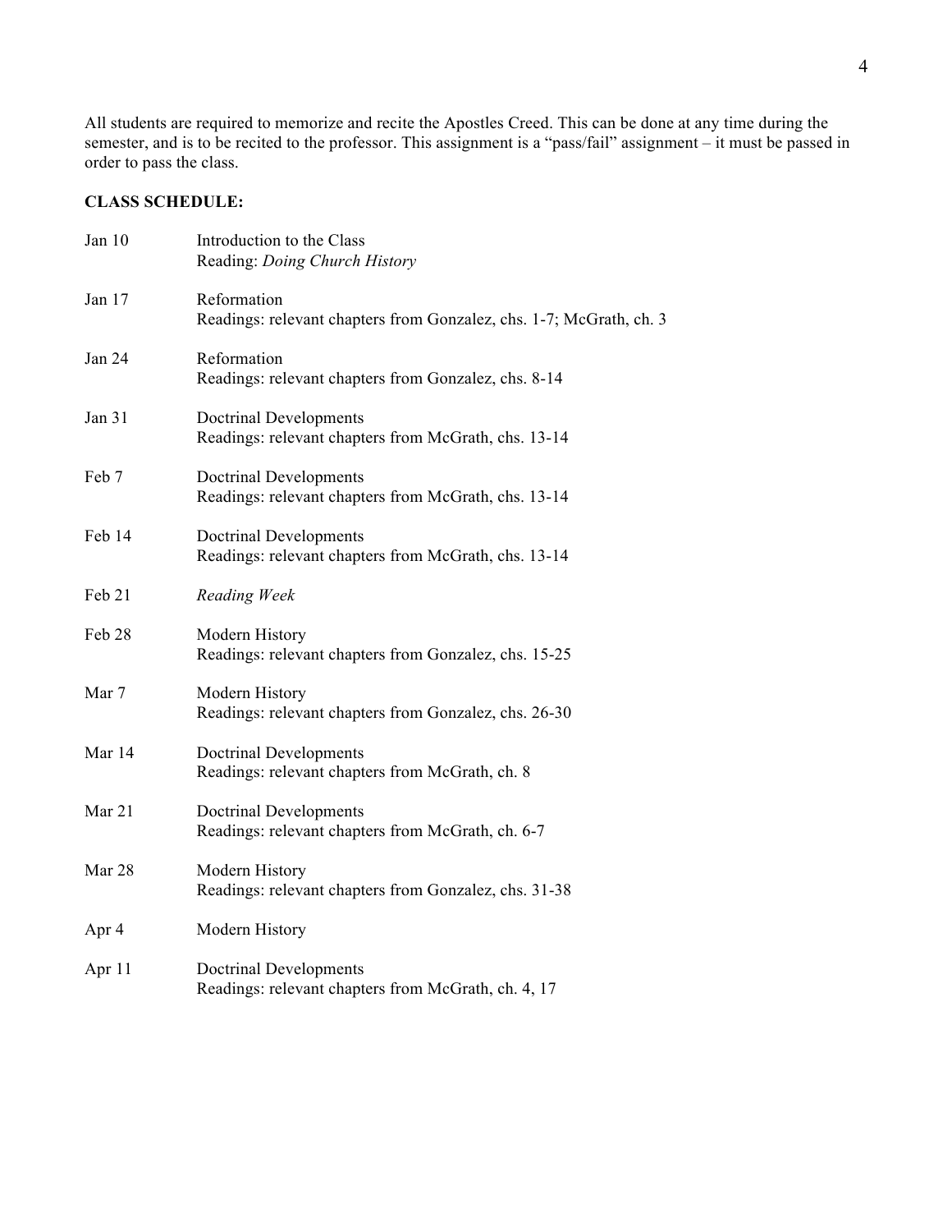All students are required to memorize and recite the Apostles Creed. This can be done at any time during the semester, and is to be recited to the professor. This assignment is a "pass/fail" assignment – it must be passed in order to pass the class.

**CLASS SCHEDULE:**

| | |
|---|---|
| Jan 10 | Introduction to the Class<br>Reading: *Doing Church History* |
| Jan 17 | Reformation<br>Readings: relevant chapters from Gonzalez, chs. 1-7; McGrath, ch. 3 |
| Jan 24 | Reformation<br>Readings: relevant chapters from Gonzalez, chs. 8-14 |
| Jan 31 | Doctrinal Developments<br>Readings: relevant chapters from McGrath, chs. 13-14 |
| Feb 7 | Doctrinal Developments<br>Readings: relevant chapters from McGrath, chs. 13-14 |
| Feb 14 | Doctrinal Developments<br>Readings: relevant chapters from McGrath, chs. 13-14 |
| Feb 21 | *Reading Week* |
| Feb 28 | Modern History<br>Readings: relevant chapters from Gonzalez, chs. 15-25 |
| Mar 7 | Modern History<br>Readings: relevant chapters from Gonzalez, chs. 26-30 |
| Mar 14 | Doctrinal Developments<br>Readings: relevant chapters from McGrath, ch. 8 |
| Mar 21 | Doctrinal Developments<br>Readings: relevant chapters from McGrath, ch. 6-7 |
| Mar 28 | Modern History<br>Readings: relevant chapters from Gonzalez, chs. 31-38 |
| Apr 4 | Modern History |
| Apr 11 | Doctrinal Developments<br>Readings: relevant chapters from McGrath, ch. 4, 17 |